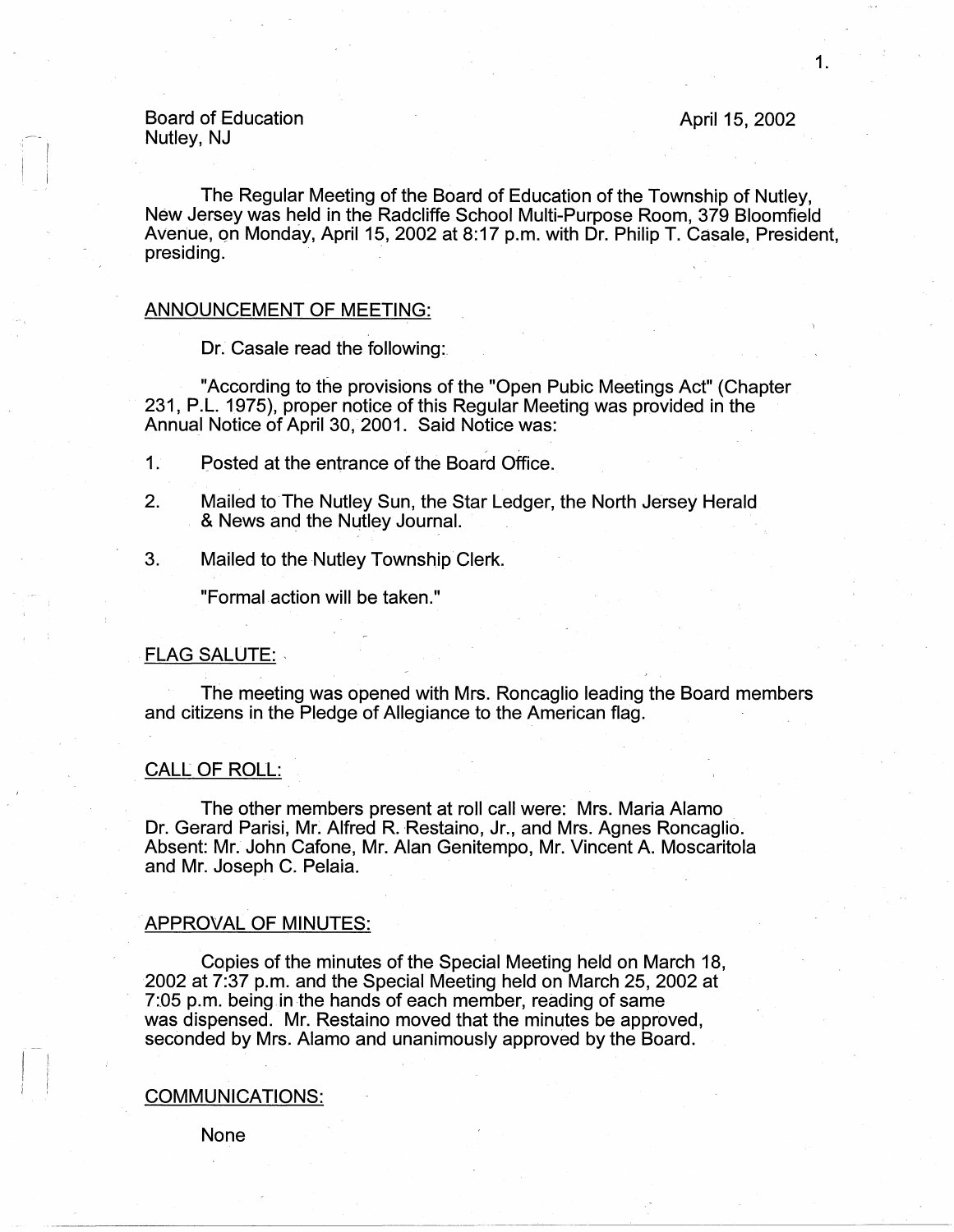Board of Education
Nutley, NJ

April 15, 2002

The Regular Meeting of the Board of Education of the Township of Nutley, New Jersey was held in the Radcliffe School Multi-Purpose Room, 379 Bloomfield Avenue, on Monday, April 15, 2002 at 8:17 p.m. with Dr. Philip T. Casale, President, presiding.

## ANNOUNCEMENT OF MEETING:

Dr. Casale read the following:

"According to the provisions of the "Open Pubic Meetings Act" (Chapter 231, P.L. 1975), proper notice of this Regular Meeting was provided in the Annual Notice of April 30, 2001. Said Notice was:

1. Posted at the entrance of the Board Office.
2. Mailed to The Nutley Sun, the Star Ledger, the North Jersey Herald & News and the Nutley Journal.
3. Mailed to the Nutley Township Clerk.

"Formal action will be taken."

## FLAG SALUTE:

The meeting was opened with Mrs. Roncaglio leading the Board members and citizens in the Pledge of Allegiance to the American flag.

## CALL OF ROLL:

The other members present at roll call were: Mrs. Maria Alamo Dr. Gerard Parisi, Mr. Alfred R. Restaino, Jr., and Mrs. Agnes Roncaglio. Absent: Mr. John Cafone, Mr. Alan Genitempo, Mr. Vincent A. Moscaritola and Mr. Joseph C. Pelaia.

## APPROVAL OF MINUTES:

Copies of the minutes of the Special Meeting held on March 18, 2002 at 7:37 p.m. and the Special Meeting held on March 25, 2002 at 7:05 p.m. being in the hands of each member, reading of same was dispensed. Mr. Restaino moved that the minutes be approved, seconded by Mrs. Alamo and unanimously approved by the Board.

## COMMUNICATIONS:

None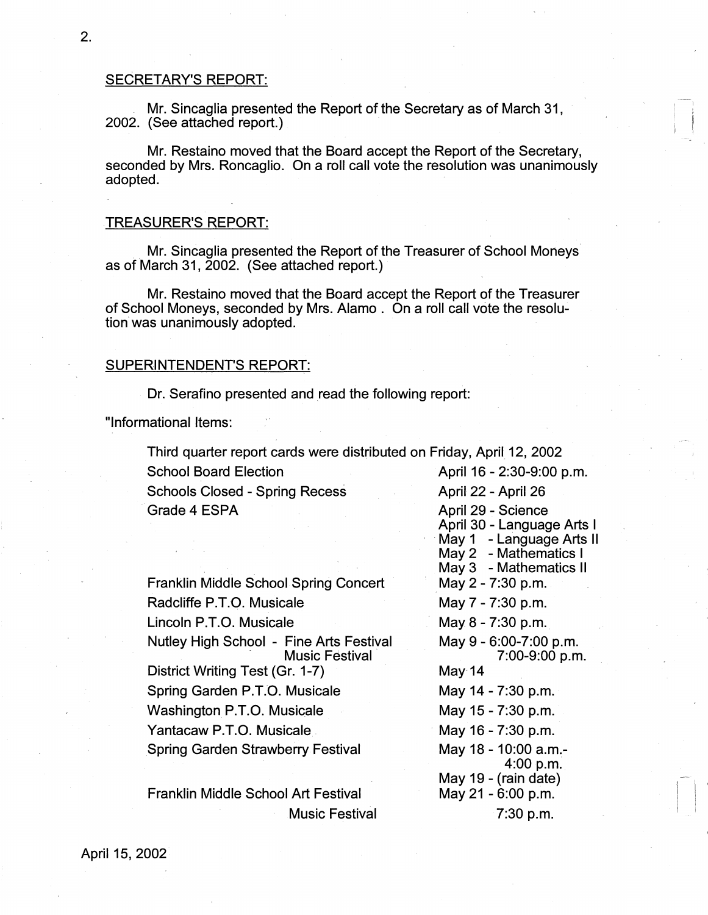## SECRETARY'S REPORT:

Mr. Sincaglia presented the Report of the Secretary as of March 31, 2002. (See attached report.)

Mr. Restaino moved that the Board accept the Report of the Secretary, seconded by Mrs. Roncaglio. On a roll call vote the resolution was unanimously adopted.

## TREASURER'S REPORT:

Mr. Sincaglia presented the Report of the Treasurer of School Moneys as of March 31, 2002. (See attached report.)

Mr. Restaino moved that the Board accept the Report of the Treasurer of School Moneys, seconded by Mrs. Alamo . On a roll call vote the resolution was unanimously adopted.

## SUPERINTENDENT'S REPORT:

Dr. Serafino presented and read the following report:

"Informational Items:

Third quarter report cards were distributed on Friday, April 12, 2002

| | |
|---|---|
| School Board Election | April 16 - 2:30-9:00 p.m. |
| Schools Closed - Spring Recess | April 22 - April 26 |
| Grade 4 ESPA | April 29 - Science<br>April 30 - Language Arts I<br>May 1 - Language Arts II<br>May 2 - Mathematics I<br>May 3 - Mathematics II |
| Franklin Middle School Spring Concert | May 2 - 7:30 p.m. |
| Radcliffe P.T.O. Musicale | May 7 - 7:30 p.m. |
| Lincoln P.T.O. Musicale | May 8 - 7:30 p.m. |
| Nutley High School - Fine Arts Festival<br>Music Festival | May 9 - 6:00-7:00 p.m.<br>7:00-9:00 p.m. |
| District Writing Test (Gr. 1-7) | May 14 |
| Spring Garden P.T.O. Musicale | May 14 - 7:30 p.m. |
| Washington P.T.O. Musicale | May 15 - 7:30 p.m. |
| Yantacaw P.T.O. Musicale | May 16 - 7:30 p.m. |
| Spring Garden Strawberry Festival | May 18 - 10:00 a.m.-<br>4:00 p.m.<br>May 19 - (rain date) |
| Franklin Middle School Art Festival<br>Music Festival | May 21 - 6:00 p.m.<br>7:30 p.m. |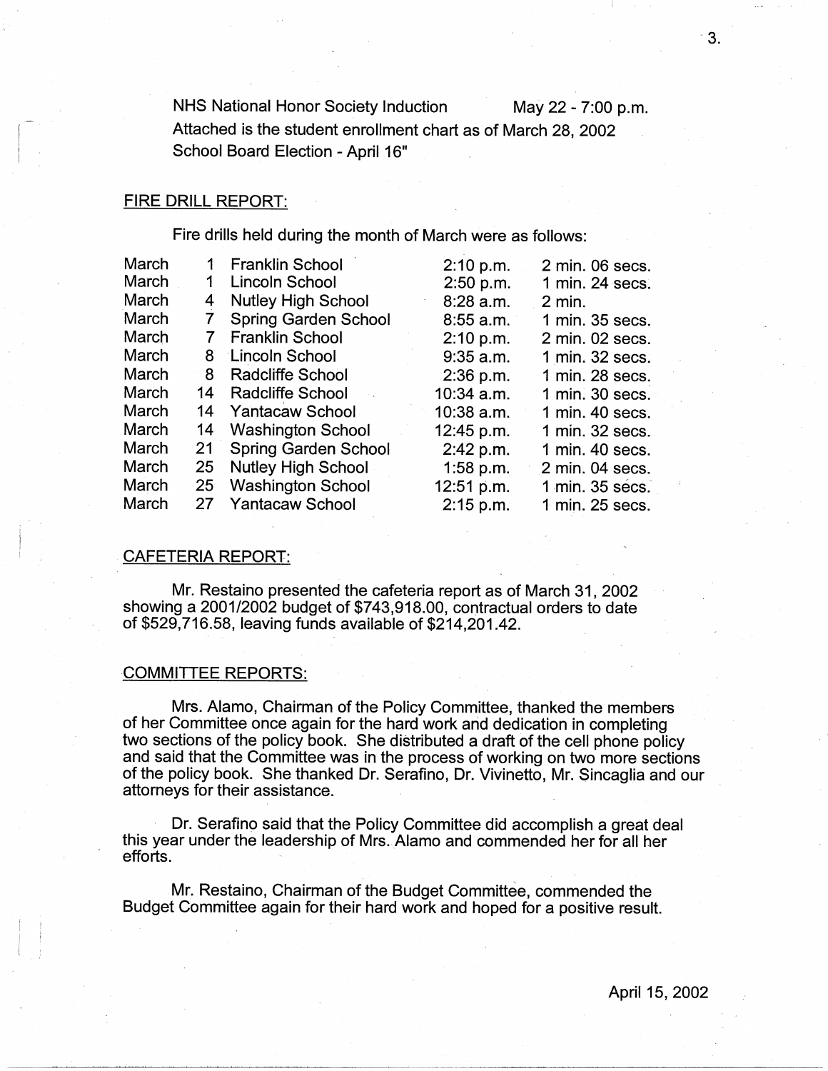NHS National Honor Society Induction May 22 - 7:00 p.m.

Attached is the student enrollment chart as of March 28, 2002

School Board Election - April 16"

FIRE DRILL REPORT:

Fire drills held during the month of March were as follows:

| | | | | |
|---|---|---|---|---|
| March | 1 | Franklin School | 2:10 p.m. | 2 min. 06 secs. |
| March | 1 | Lincoln School | 2:50 p.m. | 1 min. 24 secs. |
| March | 4 | Nutley High School | 8:28 a.m. | 2 min. |
| March | 7 | Spring Garden School | 8:55 a.m. | 1 min. 35 secs. |
| March | 7 | Franklin School | 2:10 p.m. | 2 min. 02 secs. |
| March | 8 | Lincoln School | 9:35 a.m. | 1 min. 32 secs. |
| March | 8 | Radcliffe School | 2:36 p.m. | 1 min. 28 secs. |
| March | 14 | Radcliffe School | 10:34 a.m. | 1 min. 30 secs. |
| March | 14 | Yantacaw School | 10:38 a.m. | 1 min. 40 secs. |
| March | 14 | Washington School | 12:45 p.m. | 1 min. 32 secs. |
| March | 21 | Spring Garden School | 2:42 p.m. | 1 min. 40 secs. |
| March | 25 | Nutley High School | 1:58 p.m. | 2 min. 04 secs. |
| March | 25 | Washington School | 12:51 p.m. | 1 min. 35 secs. |
| March | 27 | Yantacaw School | 2:15 p.m. | 1 min. 25 secs. |

CAFETERIA REPORT:

Mr. Restaino presented the cafeteria report as of March 31, 2002 showing a 2001/2002 budget of $743,918.00, contractual orders to date of $529,716.58, leaving funds available of $214,201.42.

COMMITTEE REPORTS:

Mrs. Alamo, Chairman of the Policy Committee, thanked the members of her Committee once again for the hard work and dedication in completing two sections of the policy book. She distributed a draft of the cell phone policy and said that the Committee was in the process of working on two more sections of the policy book. She thanked Dr. Serafino, Dr. Vivinetto, Mr. Sincaglia and our attorneys for their assistance.

Dr. Serafino said that the Policy Committee did accomplish a great deal this year under the leadership of Mrs. Alamo and commended her for all her efforts.

Mr. Restaino, Chairman of the Budget Committee, commended the Budget Committee again for their hard work and hoped for a positive result.

April 15, 2002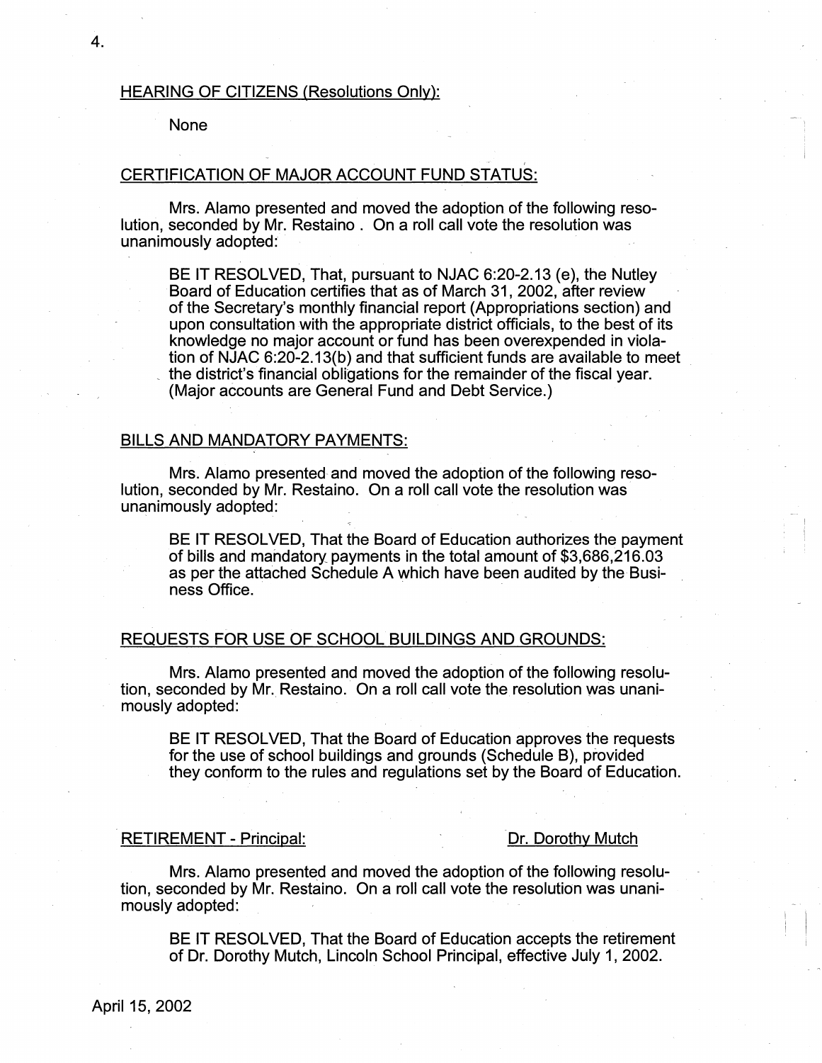## HEARING OF CITIZENS (Resolutions Only):

None

## CERTIFICATION OF MAJOR ACCOUNT FUND STATUS:

Mrs. Alamo presented and moved the adoption of the following resolution, seconded by Mr. Restaino . On a roll call vote the resolution was unanimously adopted:

> BE IT RESOLVED, That, pursuant to NJAC 6:20-2.13 (e), the Nutley Board of Education certifies that as of March 31, 2002, after review of the Secretary's monthly financial report (Appropriations section) and upon consultation with the appropriate district officials, to the best of its knowledge no major account or fund has been overexpended in violation of NJAC 6:20-2.13(b) and that sufficient funds are available to meet the district's financial obligations for the remainder of the fiscal year. (Major accounts are General Fund and Debt Service.)

## BILLS AND MANDATORY PAYMENTS:

Mrs. Alamo presented and moved the adoption of the following resolution, seconded by Mr. Restaino. On a roll call vote the resolution was unanimously adopted:

> BE IT RESOLVED, That the Board of Education authorizes the payment of bills and mandatory payments in the total amount of $3,686,216.03 as per the attached Schedule A which have been audited by the Business Office.

## REQUESTS FOR USE OF SCHOOL BUILDINGS AND GROUNDS:

Mrs. Alamo presented and moved the adoption of the following resolution, seconded by Mr. Restaino. On a roll call vote the resolution was unanimously adopted:

> BE IT RESOLVED, That the Board of Education approves the requests for the use of school buildings and grounds (Schedule B), provided they conform to the rules and regulations set by the Board of Education.

## RETIREMENT - Principal: Dr. Dorothy Mutch

Mrs. Alamo presented and moved the adoption of the following resolution, seconded by Mr. Restaino. On a roll call vote the resolution was unanimously adopted:

> BE IT RESOLVED, That the Board of Education accepts the retirement of Dr. Dorothy Mutch, Lincoln School Principal, effective July 1, 2002.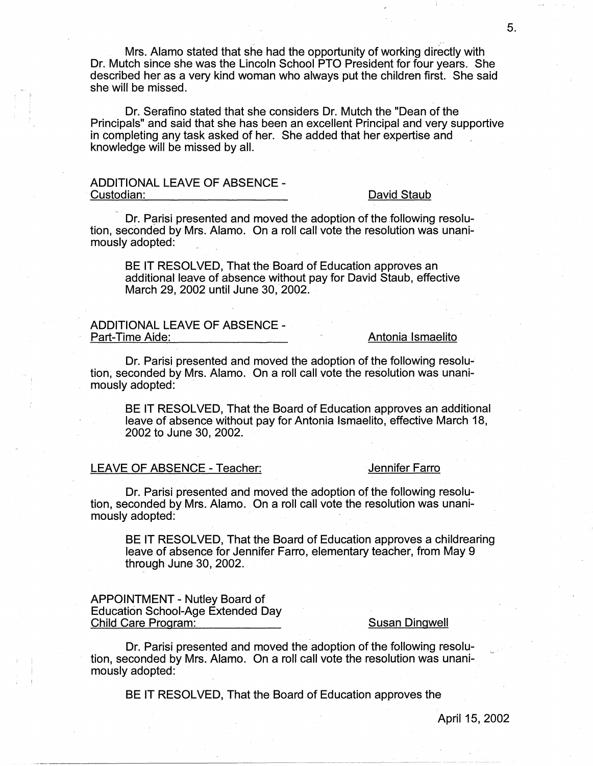Mrs. Alamo stated that she had the opportunity of working directly with Dr. Mutch since she was the Lincoln School PTO President for four years. She described her as a very kind woman who always put the children first. She said she will be missed.

Dr. Serafino stated that she considers Dr. Mutch the "Dean of the Principals" and said that she has been an excellent Principal and very supportive in completing any task asked of her. She added that her expertise and knowledge will be missed by all.

ADDITIONAL LEAVE OF ABSENCE - Custodian: David Staub

Dr. Parisi presented and moved the adoption of the following resolution, seconded by Mrs. Alamo. On a roll call vote the resolution was unanimously adopted:

> BE IT RESOLVED, That the Board of Education approves an additional leave of absence without pay for David Staub, effective March 29, 2002 until June 30, 2002.

ADDITIONAL LEAVE OF ABSENCE - Part-Time Aide: Antonia Ismaelito

Dr. Parisi presented and moved the adoption of the following resolution, seconded by Mrs. Alamo. On a roll call vote the resolution was unanimously adopted:

> BE IT RESOLVED, That the Board of Education approves an additional leave of absence without pay for Antonia Ismaelito, effective March 18, 2002 to June 30, 2002.

LEAVE OF ABSENCE - Teacher: Jennifer Farro

Dr. Parisi presented and moved the adoption of the following resolution, seconded by Mrs. Alamo. On a roll call vote the resolution was unanimously adopted:

> BE IT RESOLVED, That the Board of Education approves a childrearing leave of absence for Jennifer Farro, elementary teacher, from May 9 through June 30, 2002.

APPOINTMENT - Nutley Board of Education School-Age Extended Day Child Care Program: Susan Dingwell

Dr. Parisi presented and moved the adoption of the following resolution, seconded by Mrs. Alamo. On a roll call vote the resolution was unanimously adopted:

> BE IT RESOLVED, That the Board of Education approves the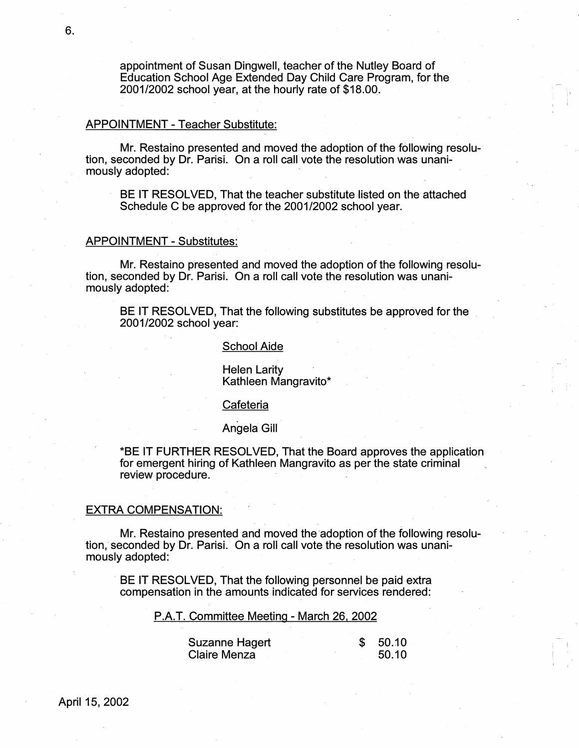appointment of Susan Dingwell, teacher of the Nutley Board of Education School Age Extended Day Child Care Program, for the 2001/2002 school year, at the hourly rate of $18.00.

APPOINTMENT - Teacher Substitute:

Mr. Restaino presented and moved the adoption of the following resolution, seconded by Dr. Parisi. On a roll call vote the resolution was unanimously adopted:

BE IT RESOLVED, That the teacher substitute listed on the attached Schedule C be approved for the 2001/2002 school year.

APPOINTMENT - Substitutes:

Mr. Restaino presented and moved the adoption of the following resolution, seconded by Dr. Parisi. On a roll call vote the resolution was unanimously adopted:

BE IT RESOLVED, That the following substitutes be approved for the 2001/2002 school year:

School Aide

Helen Larity
Kathleen Mangravito*

Cafeteria

Angela Gill

*BE IT FURTHER RESOLVED, That the Board approves the application for emergent hiring of Kathleen Mangravito as per the state criminal review procedure.

EXTRA COMPENSATION:

Mr. Restaino presented and moved the adoption of the following resolution, seconded by Dr. Parisi. On a roll call vote the resolution was unanimously adopted:

BE IT RESOLVED, That the following personnel be paid extra compensation in the amounts indicated for services rendered:

P.A.T. Committee Meeting - March 26, 2002

| | |
|---|---|
| Suzanne Hagert | $ 50.10 |
| Claire Menza | 50.10 |

April 15, 2002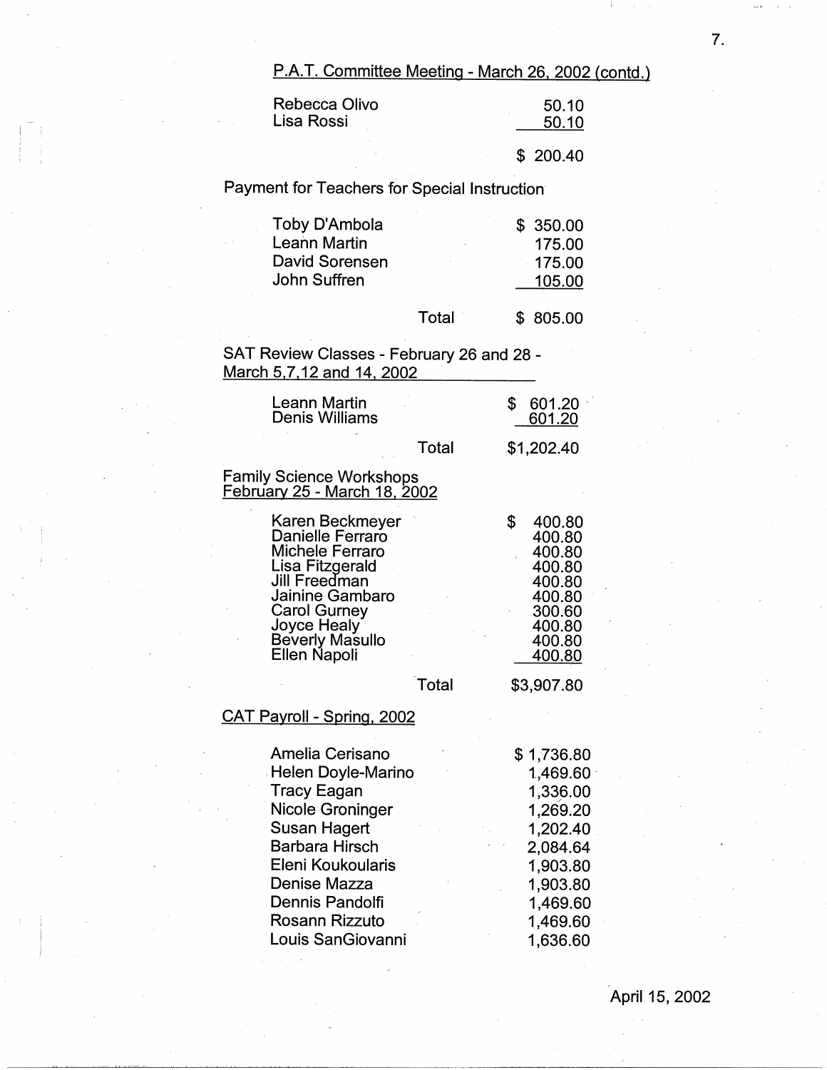P.A.T. Committee Meeting - March 26, 2002 (contd.)

| | |
|---|---|
| Rebecca Olivo | 50.10 |
| Lisa Rossi | 50.10 |
| | $ 200.40 |

Payment for Teachers for Special Instruction

| | |
|---|---|
| Toby D'Ambola | $ 350.00 |
| Leann Martin | 175.00 |
| David Sorensen | 175.00 |
| John Suffren | 105.00 |
| Total | $ 805.00 |

SAT Review Classes - February 26 and 28 - March 5,7,12 and 14, 2002

| | |
|---|---|
| Leann Martin | $ 601.20 |
| Denis Williams | 601.20 |
| Total | $1,202.40 |

Family Science Workshops February 25 - March 18, 2002

| | |
|---|---|
| Karen Beckmeyer | $ 400.80 |
| Danielle Ferraro | 400.80 |
| Michele Ferraro | 400.80 |
| Lisa Fitzgerald | 400.80 |
| Jill Freedman | 400.80 |
| Jainine Gambaro | 400.80 |
| Carol Gurney | 300.60 |
| Joyce Healy | 400.80 |
| Beverly Masullo | 400.80 |
| Ellen Napoli | 400.80 |
| Total | $3,907.80 |

CAT Payroll - Spring, 2002

| | |
|---|---|
| Amelia Cerisano | $ 1,736.80 |
| Helen Doyle-Marino | 1,469.60 |
| Tracy Eagan | 1,336.00 |
| Nicole Groninger | 1,269.20 |
| Susan Hagert | 1,202.40 |
| Barbara Hirsch | 2,084.64 |
| Eleni Koukoularis | 1,903.80 |
| Denise Mazza | 1,903.80 |
| Dennis Pandolfi | 1,469.60 |
| Rosann Rizzuto | 1,469.60 |
| Louis SanGiovanni | 1,636.60 |

April 15, 2002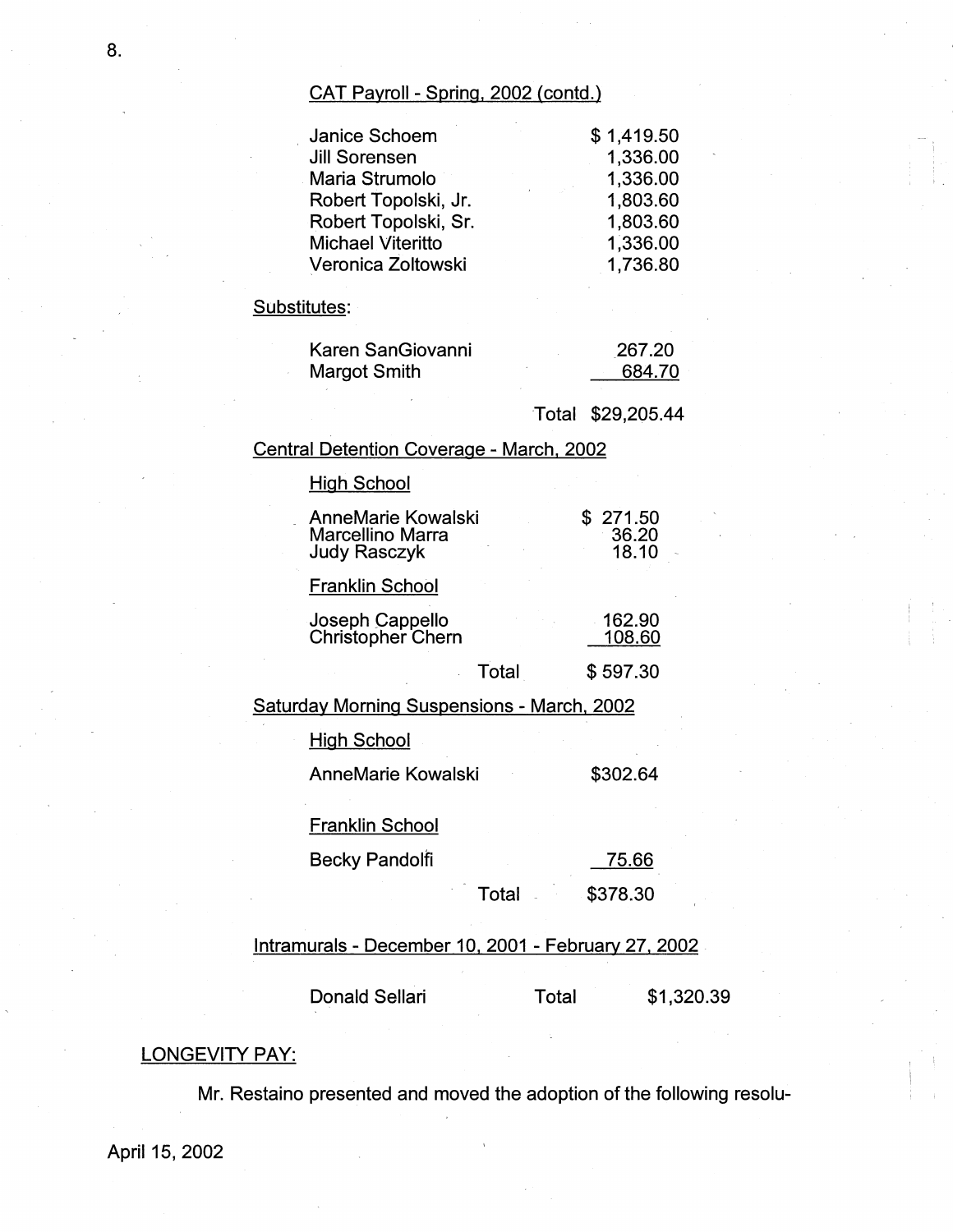CAT Payroll - Spring, 2002 (contd.)

| | |
|---|---|
| Janice Schoem | $ 1,419.50 |
| Jill Sorensen | 1,336.00 |
| Maria Strumolo | 1,336.00 |
| Robert Topolski, Jr. | 1,803.60 |
| Robert Topolski, Sr. | 1,803.60 |
| Michael Viteritto | 1,336.00 |
| Veronica Zoltowski | 1,736.80 |

Substitutes:

| | |
|---|---|
| Karen SanGiovanni | 267.20 |
| Margot Smith | 684.70 |
| Total | $29,205.44 |

Central Detention Coverage - March, 2002

High School

| | |
|---|---|
| AnneMarie Kowalski | $ 271.50 |
| Marcellino Marra | 36.20 |
| Judy Rasczyk | 18.10 |

Franklin School

| | |
|---|---|
| Joseph Cappello | 162.90 |
| Christopher Chern | 108.60 |
| Total | $ 597.30 |

Saturday Morning Suspensions - March, 2002

High School

| | |
|---|---|
| AnneMarie Kowalski | $302.64 |

Franklin School

| | |
|---|---|
| Becky Pandolfi | 75.66 |
| Total | $378.30 |

Intramurals - December 10, 2001 - February 27, 2002

| | | |
|---|---|---|
| Donald Sellari | Total | $1,320.39 |

LONGEVITY PAY:

Mr. Restaino presented and moved the adoption of the following resolu-

April 15, 2002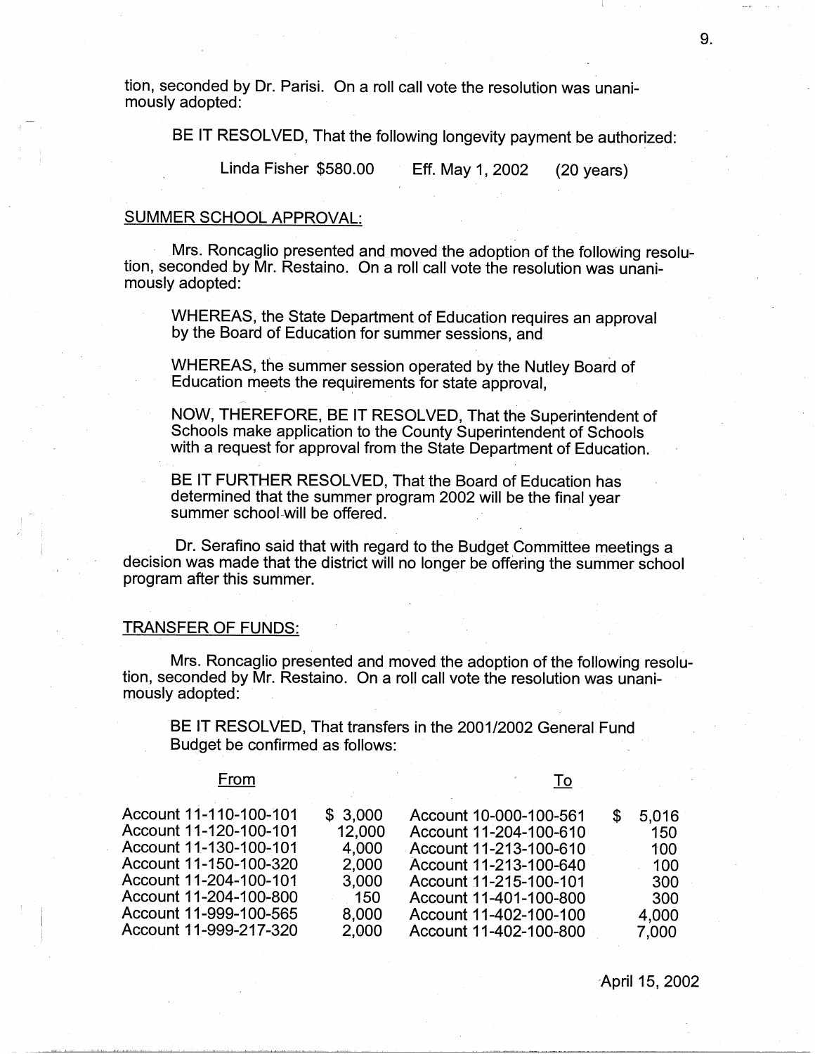tion, seconded by Dr. Parisi. On a roll call vote the resolution was unanimously adopted:

BE IT RESOLVED, That the following longevity payment be authorized:

Linda Fisher $580.00 Eff. May 1, 2002 (20 years)

## SUMMER SCHOOL APPROVAL:

Mrs. Roncaglio presented and moved the adoption of the following resolution, seconded by Mr. Restaino. On a roll call vote the resolution was unanimously adopted:

WHEREAS, the State Department of Education requires an approval by the Board of Education for summer sessions, and

WHEREAS, the summer session operated by the Nutley Board of Education meets the requirements for state approval,

NOW, THEREFORE, BE IT RESOLVED, That the Superintendent of Schools make application to the County Superintendent of Schools with a request for approval from the State Department of Education.

BE IT FURTHER RESOLVED, That the Board of Education has determined that the summer program 2002 will be the final year summer school will be offered.

Dr. Serafino said that with regard to the Budget Committee meetings a decision was made that the district will no longer be offering the summer school program after this summer.

## TRANSFER OF FUNDS:

Mrs. Roncaglio presented and moved the adoption of the following resolution, seconded by Mr. Restaino. On a roll call vote the resolution was unanimously adopted:

BE IT RESOLVED, That transfers in the 2001/2002 General Fund Budget be confirmed as follows:

| From | | To | |
|---|---|---|---|
| Account 11-110-100-101 | $ 3,000 | Account 10-000-100-561 | $ 5,016 |
| Account 11-120-100-101 | 12,000 | Account 11-204-100-610 | 150 |
| Account 11-130-100-101 | 4,000 | Account 11-213-100-610 | 100 |
| Account 11-150-100-320 | 2,000 | Account 11-213-100-640 | 100 |
| Account 11-204-100-101 | 3,000 | Account 11-215-100-101 | 300 |
| Account 11-204-100-800 | 150 | Account 11-401-100-800 | 300 |
| Account 11-999-100-565 | 8,000 | Account 11-402-100-100 | 4,000 |
| Account 11-999-217-320 | 2,000 | Account 11-402-100-800 | 7,000 |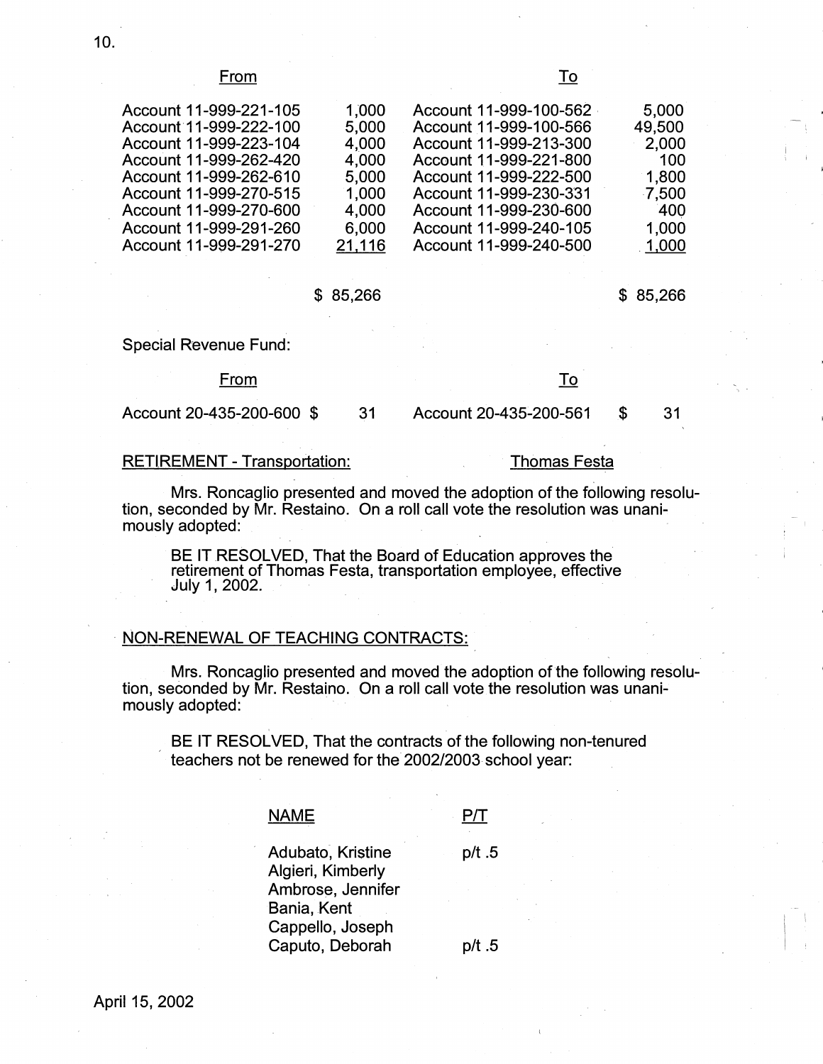| From | | To | |
|---|---|---|---|
| Account 11-999-221-105 | 1,000 | Account 11-999-100-562 | 5,000 |
| Account 11-999-222-100 | 5,000 | Account 11-999-100-566 | 49,500 |
| Account 11-999-223-104 | 4,000 | Account 11-999-213-300 | 2,000 |
| Account 11-999-262-420 | 4,000 | Account 11-999-221-800 | 100 |
| Account 11-999-262-610 | 5,000 | Account 11-999-222-500 | 1,800 |
| Account 11-999-270-515 | 1,000 | Account 11-999-230-331 | 7,500 |
| Account 11-999-270-600 | 4,000 | Account 11-999-230-600 | 400 |
| Account 11-999-291-260 | 6,000 | Account 11-999-240-105 | 1,000 |
| Account 11-999-291-270 | 21,116 | Account 11-999-240-500 | 1,000 |
| | $ 85,266 | | $ 85,266 |

Special Revenue Fund:

| From | | To | |
|---|---|---|---|
| Account 20-435-200-600 | $ 31 | Account 20-435-200-561 | $ 31 |

RETIREMENT - Transportation: Thomas Festa

Mrs. Roncaglio presented and moved the adoption of the following resolution, seconded by Mr. Restaino. On a roll call vote the resolution was unanimously adopted:

BE IT RESOLVED, That the Board of Education approves the retirement of Thomas Festa, transportation employee, effective July 1, 2002.

NON-RENEWAL OF TEACHING CONTRACTS:

Mrs. Roncaglio presented and moved the adoption of the following resolution, seconded by Mr. Restaino. On a roll call vote the resolution was unanimously adopted:

BE IT RESOLVED, That the contracts of the following non-tenured teachers not be renewed for the 2002/2003 school year:

| NAME | P/T |
|---|---|
| Adubato, Kristine | p/t .5 |
| Algieri, Kimberly | |
| Ambrose, Jennifer | |
| Bania, Kent | |
| Cappello, Joseph | |
| Caputo, Deborah | p/t .5 |

April 15, 2002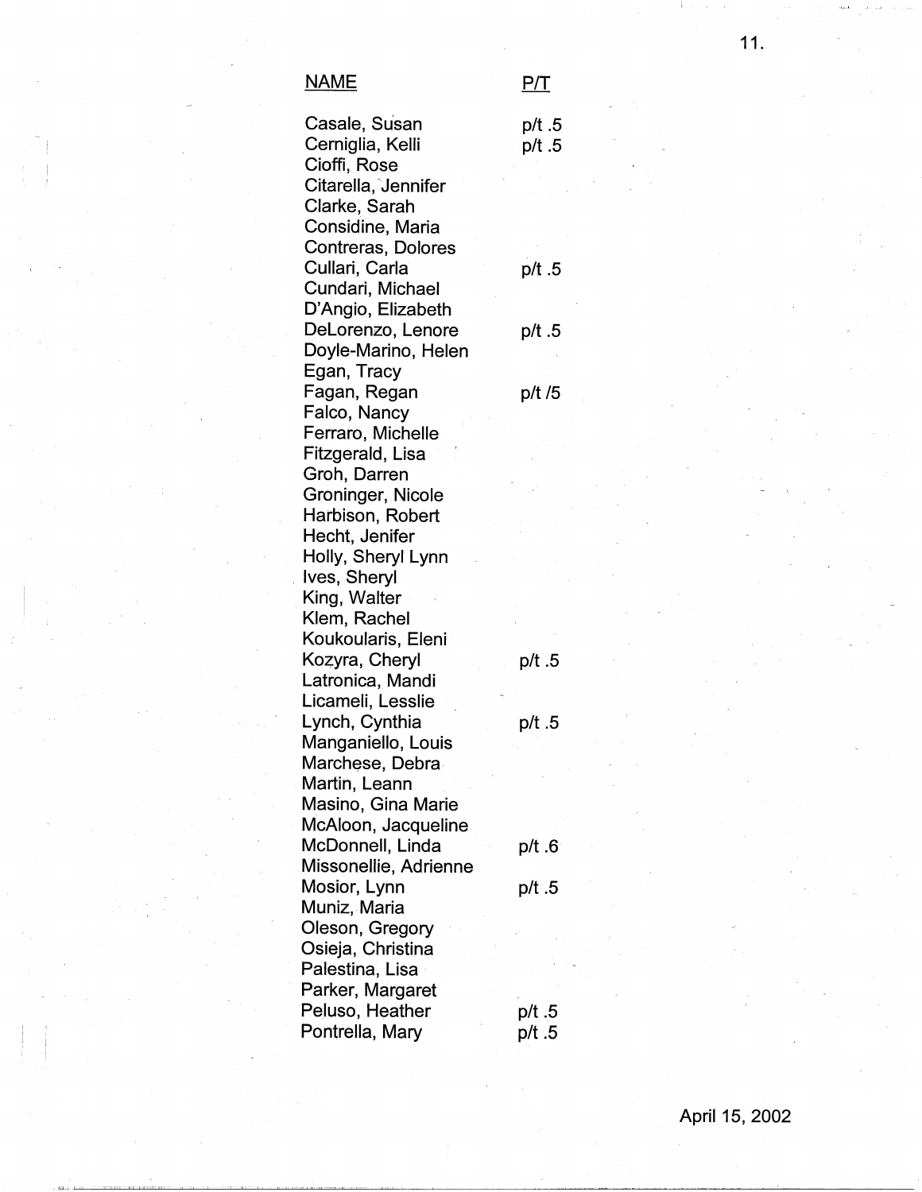| NAME | P/T |
|---|---|
| Casale, Susan | p/t .5 |
| Cerniglia, Kelli | p/t .5 |
| Cioffi, Rose | |
| Citarella, Jennifer | |
| Clarke, Sarah | |
| Considine, Maria | |
| Contreras, Dolores | |
| Cullari, Carla | p/t .5 |
| Cundari, Michael | |
| D'Angio, Elizabeth | |
| DeLorenzo, Lenore | p/t .5 |
| Doyle-Marino, Helen | |
| Egan, Tracy | |
| Fagan, Regan | p/t /5 |
| Falco, Nancy | |
| Ferraro, Michelle | |
| Fitzgerald, Lisa | |
| Groh, Darren | |
| Groninger, Nicole | |
| Harbison, Robert | |
| Hecht, Jenifer | |
| Holly, Sheryl Lynn | |
| Ives, Sheryl | |
| King, Walter | |
| Klem, Rachel | |
| Koukoularis, Eleni | |
| Kozyra, Cheryl | p/t .5 |
| Latronica, Mandi | |
| Licameli, Lesslie | |
| Lynch, Cynthia | p/t .5 |
| Manganiello, Louis | |
| Marchese, Debra | |
| Martin, Leann | |
| Masino, Gina Marie | |
| McAloon, Jacqueline | |
| McDonnell, Linda | p/t .6 |
| Missonellie, Adrienne | |
| Mosior, Lynn | p/t .5 |
| Muniz, Maria | |
| Oleson, Gregory | |
| Osieja, Christina | |
| Palestina, Lisa | |
| Parker, Margaret | |
| Peluso, Heather | p/t .5 |
| Pontrella, Mary | p/t .5 |

April 15, 2002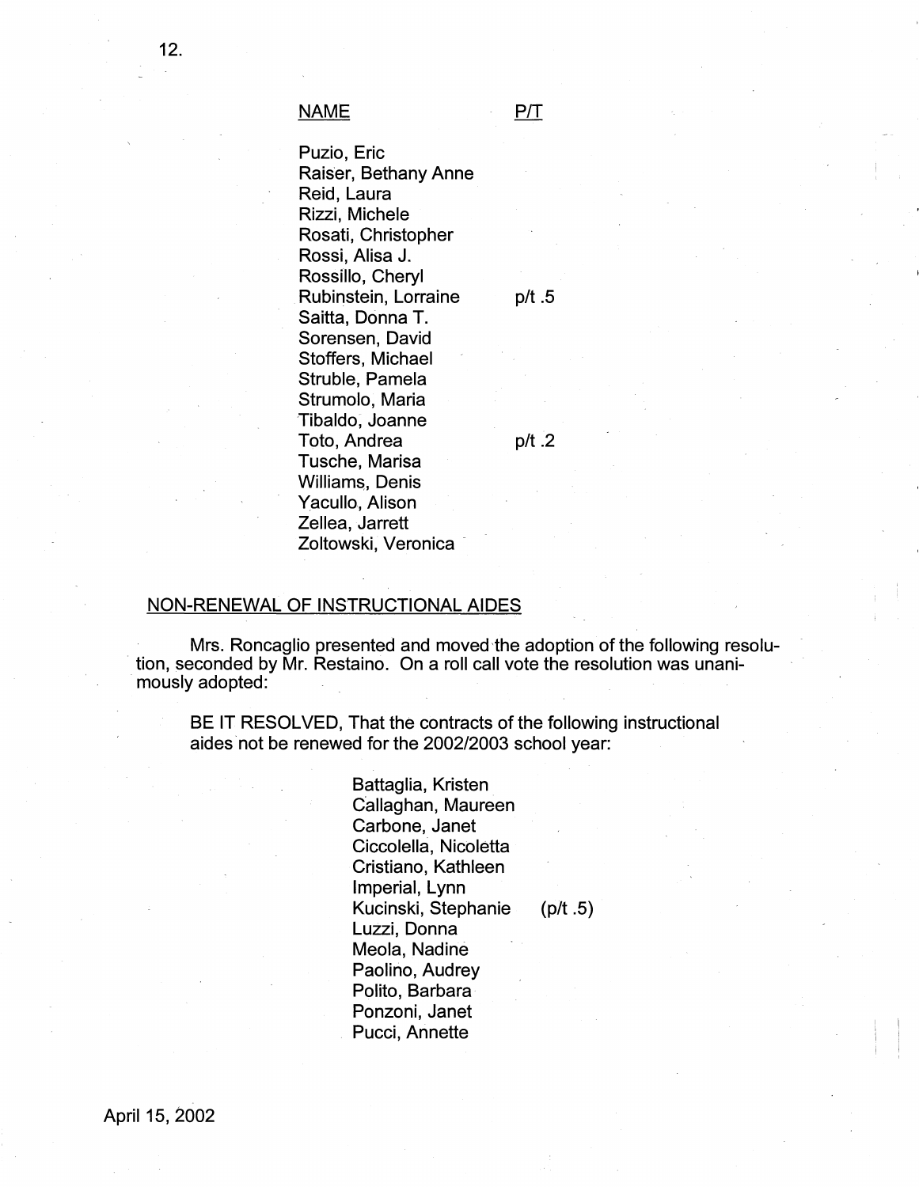| NAME | P/T |
|---|---|
| Puzio, Eric | |
| Raiser, Bethany Anne | |
| Reid, Laura | |
| Rizzi, Michele | |
| Rosati, Christopher | |
| Rossi, Alisa J. | |
| Rossillo, Cheryl | |
| Rubinstein, Lorraine | p/t .5 |
| Saitta, Donna T. | |
| Sorensen, David | |
| Stoffers, Michael | |
| Struble, Pamela | |
| Strumolo, Maria | |
| Tibaldo, Joanne | |
| Toto, Andrea | p/t .2 |
| Tusche, Marisa | |
| Williams, Denis | |
| Yacullo, Alison | |
| Zellea, Jarrett | |
| Zoltowski, Veronica | |

## NON-RENEWAL OF INSTRUCTIONAL AIDES

Mrs. Roncaglio presented and moved the adoption of the following resolution, seconded by Mr. Restaino. On a roll call vote the resolution was unanimously adopted:

BE IT RESOLVED, That the contracts of the following instructional aides not be renewed for the 2002/2003 school year:

Battaglia, Kristen
Callaghan, Maureen
Carbone, Janet
Ciccolella, Nicoletta
Cristiano, Kathleen
Imperial, Lynn
Kucinski, Stephanie (p/t .5)
Luzzi, Donna
Meola, Nadine
Paolino, Audrey
Polito, Barbara
Ponzoni, Janet
Pucci, Annette

April 15, 2002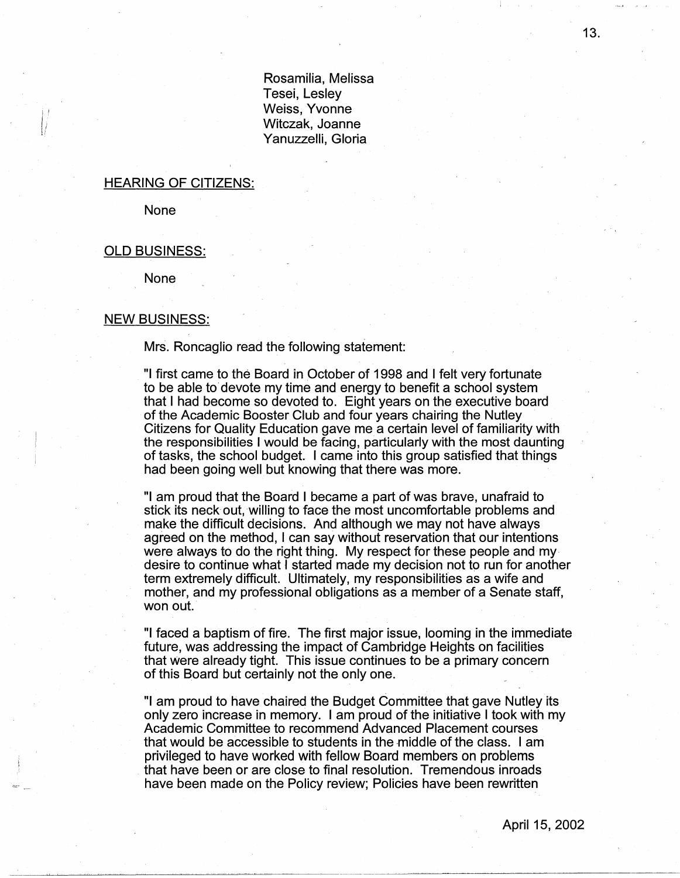Rosamilia, Melissa
Tesei, Lesley
Weiss, Yvonne
Witczak, Joanne
Yanuzzelli, Gloria

HEARING OF CITIZENS:

None

OLD BUSINESS:

None

NEW BUSINESS:

Mrs. Roncaglio read the following statement:

"I first came to the Board in October of 1998 and I felt very fortunate to be able to devote my time and energy to benefit a school system that I had become so devoted to. Eight years on the executive board of the Academic Booster Club and four years chairing the Nutley Citizens for Quality Education gave me a certain level of familiarity with the responsibilities I would be facing, particularly with the most daunting of tasks, the school budget. I came into this group satisfied that things had been going well but knowing that there was more.

"I am proud that the Board I became a part of was brave, unafraid to stick its neck out, willing to face the most uncomfortable problems and make the difficult decisions. And although we may not have always agreed on the method, I can say without reservation that our intentions were always to do the right thing. My respect for these people and my desire to continue what I started made my decision not to run for another term extremely difficult. Ultimately, my responsibilities as a wife and mother, and my professional obligations as a member of a Senate staff, won out.

"I faced a baptism of fire. The first major issue, looming in the immediate future, was addressing the impact of Cambridge Heights on facilities that were already tight. This issue continues to be a primary concern of this Board but certainly not the only one.

"I am proud to have chaired the Budget Committee that gave Nutley its only zero increase in memory. I am proud of the initiative I took with my Academic Committee to recommend Advanced Placement courses that would be accessible to students in the middle of the class. I am privileged to have worked with fellow Board members on problems that have been or are close to final resolution. Tremendous inroads have been made on the Policy review; Policies have been rewritten

April 15, 2002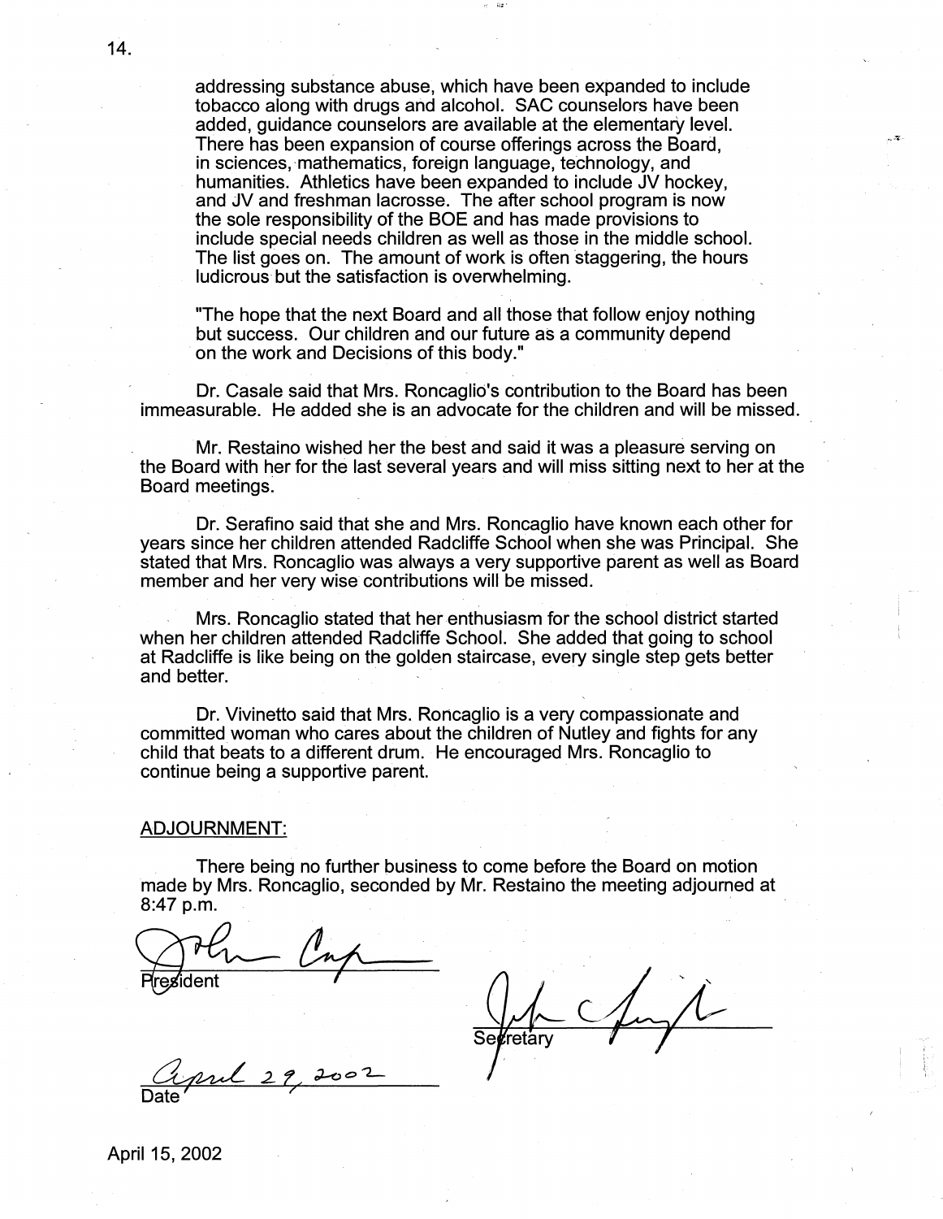addressing substance abuse, which have been expanded to include tobacco along with drugs and alcohol. SAC counselors have been added, guidance counselors are available at the elementary level. There has been expansion of course offerings across the Board, in sciences, mathematics, foreign language, technology, and humanities. Athletics have been expanded to include JV hockey, and JV and freshman lacrosse. The after school program is now the sole responsibility of the BOE and has made provisions to include special needs children as well as those in the middle school. The list goes on. The amount of work is often staggering, the hours ludicrous but the satisfaction is overwhelming.

"The hope that the next Board and all those that follow enjoy nothing but success. Our children and our future as a community depend on the work and Decisions of this body."

Dr. Casale said that Mrs. Roncaglio's contribution to the Board has been immeasurable. He added she is an advocate for the children and will be missed.

Mr. Restaino wished her the best and said it was a pleasure serving on the Board with her for the last several years and will miss sitting next to her at the Board meetings.

Dr. Serafino said that she and Mrs. Roncaglio have known each other for years since her children attended Radcliffe School when she was Principal. She stated that Mrs. Roncaglio was always a very supportive parent as well as Board member and her very wise contributions will be missed.

Mrs. Roncaglio stated that her enthusiasm for the school district started when her children attended Radcliffe School. She added that going to school at Radcliffe is like being on the golden staircase, every single step gets better and better.

Dr. Vivinetto said that Mrs. Roncaglio is a very compassionate and committed woman who cares about the children of Nutley and fights for any child that beats to a different drum. He encouraged Mrs. Roncaglio to continue being a supportive parent.

ADJOURNMENT:

There being no further business to come before the Board on motion made by Mrs. Roncaglio, seconded by Mr. Restaino the meeting adjourned at 8:47 p.m.

President

Secretary

April 29, 2002

Date

April 15, 2002